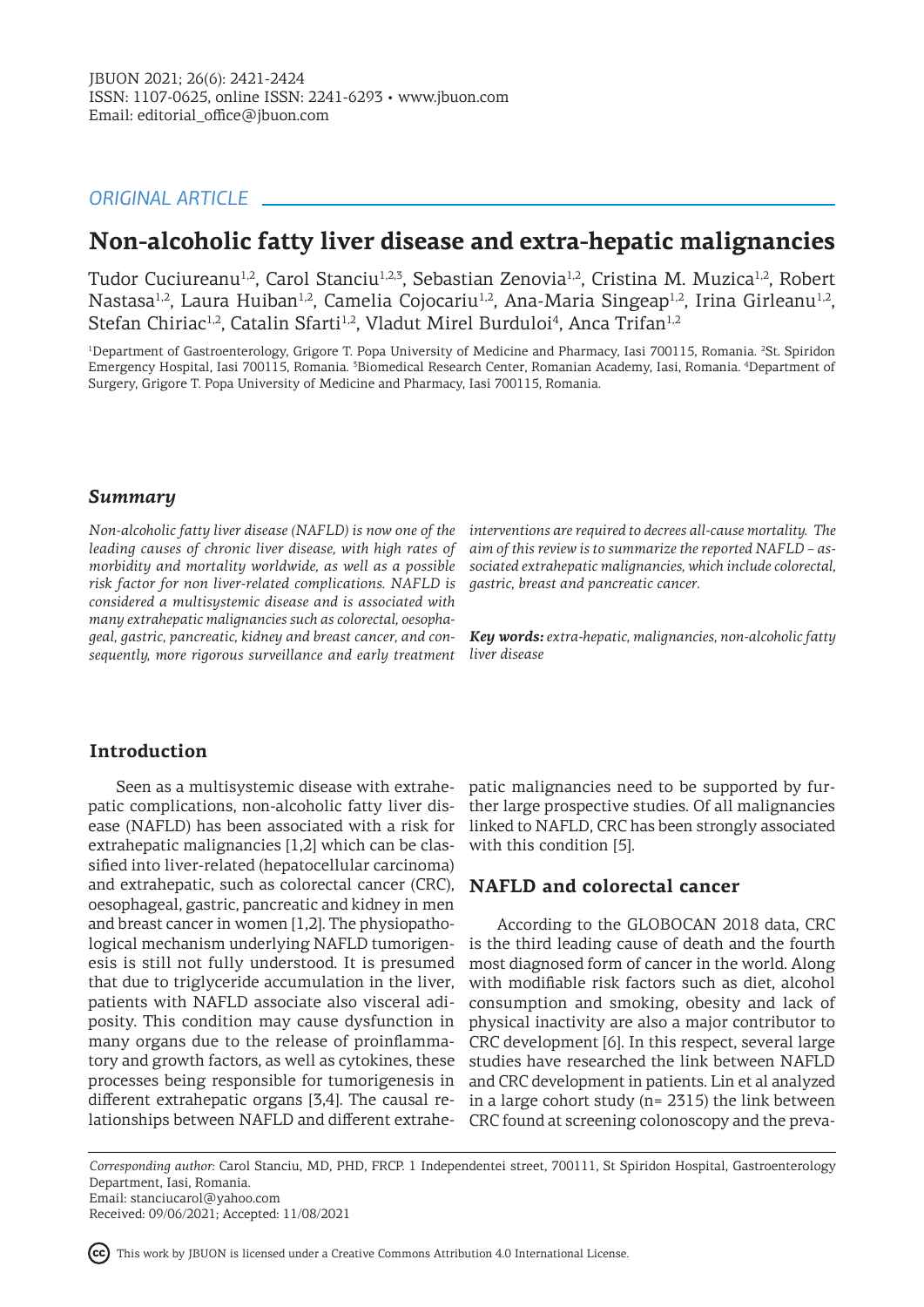*ORIGINAL ARTICLE*

# Non-alcoholic fatty liver disease and extra-hepatic malignancies

Tudor Cuciureanu[1,2], Carol Stanciu[1,2,3], Sebastian Zenovia[1,2], Cristina M. Muzica[1,2], Robert Nastasa[1,2], Laura Huiban[1,2], Camelia Cojocariu[1,2], Ana-Maria Singeap[1,2], Irina Girleanu[1,2], Stefan Chiriac[1,2], Catalin Sfarti[1,2], Vladut Mirel Burduloi[4], Anca Trifan[1,2]

[1]Department of Gastroenterology, Grigore T. Popa University of Medicine and Pharmacy, Iasi 700115, Romania. [2]St. Spiridon Emergency Hospital, Iasi 700115, Romania. [3]Biomedical Research Center, Romanian Academy, Iasi, Romania. [4]Department of Surgery, Grigore T. Popa University of Medicine and Pharmacy, Iasi 700115, Romania.

## *Summary*

*Non-alcoholic fatty liver disease (NAFLD) is now one of the leading causes of chronic liver disease, with high rates of morbidity and mortality worldwide, as well as a possible risk factor for non liver-related complications. NAFLD is considered a multisystemic disease and is associated with many extrahepatic malignancies such as colorectal, oesophageal, gastric, pancreatic, kidney and breast cancer, and consequently, more rigorous surveillance and early treatment interventions are required to decrees all-cause mortality. The aim of this review is to summarize the reported NAFLD – associated extrahepatic malignancies, which include colorectal, gastric, breast and pancreatic cancer.*

***Key words:*** *extra-hepatic, malignancies, non-alcoholic fatty liver disease*

## Introduction

Seen as a multisystemic disease with extrahepatic complications, non-alcoholic fatty liver disease (NAFLD) has been associated with a risk for extrahepatic malignancies [1,2] which can be classified into liver-related (hepatocellular carcinoma) and extrahepatic, such as colorectal cancer (CRC), oesophageal, gastric, pancreatic and kidney in men and breast cancer in women [1,2]. The physiopathological mechanism underlying NAFLD tumorigenesis is still not fully understood. It is presumed that due to triglyceride accumulation in the liver, patients with NAFLD associate also visceral adiposity. This condition may cause dysfunction in many organs due to the release of proinflammatory and growth factors, as well as cytokines, these processes being responsible for tumorigenesis in different extrahepatic organs [3,4]. The causal relationships between NAFLD and different extrahepatic malignancies need to be supported by further large prospective studies. Of all malignancies linked to NAFLD, CRC has been strongly associated with this condition [5].

## NAFLD and colorectal cancer

According to the GLOBOCAN 2018 data, CRC is the third leading cause of death and the fourth most diagnosed form of cancer in the world. Along with modifiable risk factors such as diet, alcohol consumption and smoking, obesity and lack of physical inactivity are also a major contributor to CRC development [6]. In this respect, several large studies have researched the link between NAFLD and CRC development in patients. Lin et al analyzed in a large cohort study (n= 2315) the link between CRC found at screening colonoscopy and the preva-

*Corresponding author:* Carol Stanciu, MD, PHD, FRCP. 1 Independentei street, 700111, St Spiridon Hospital, Gastroenterology Department, Iasi, Romania.
Email: stanciucarol@yahoo.com
Received: 09/06/2021; Accepted: 11/08/2021

This work by JBUON is licensed under a Creative Commons Attribution 4.0 International License.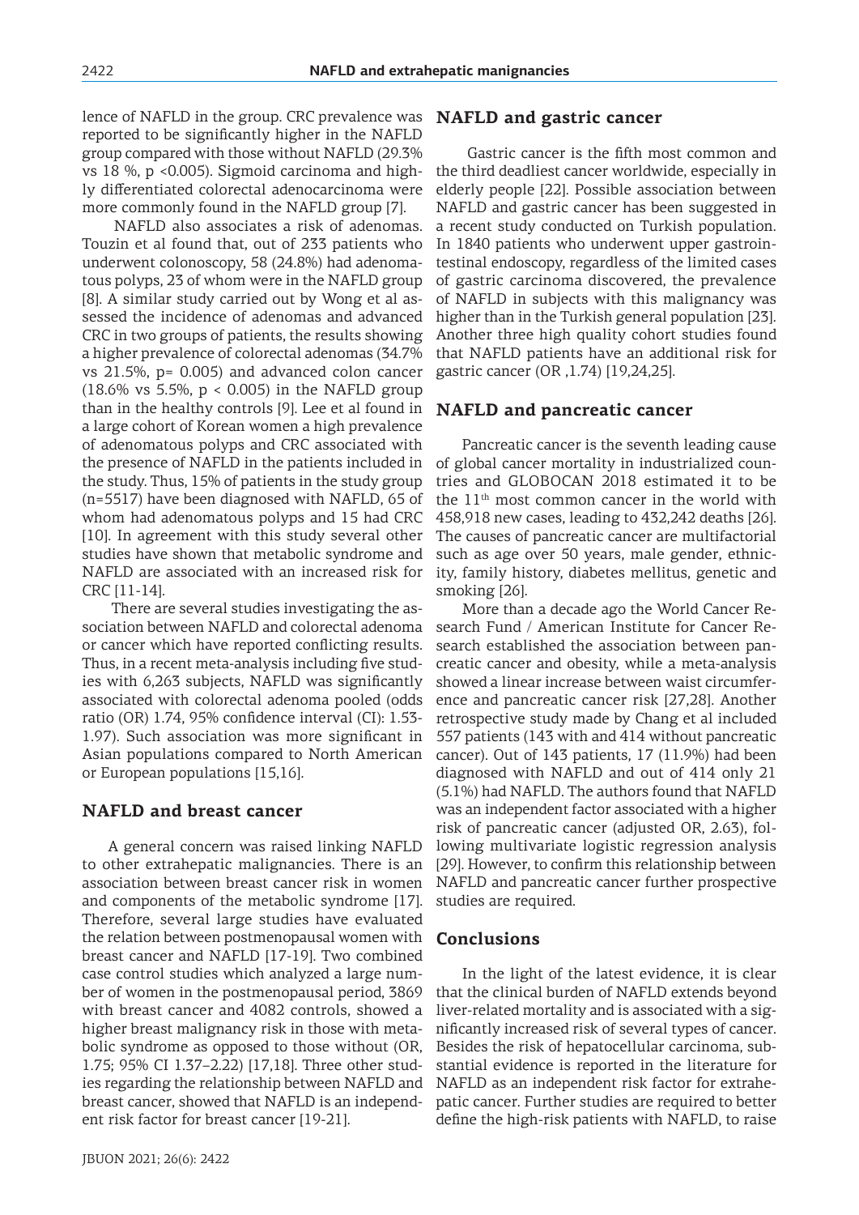lence of NAFLD in the group. CRC prevalence was reported to be significantly higher in the NAFLD group compared with those without NAFLD (29.3% vs 18 %, p <0.005). Sigmoid carcinoma and highly differentiated colorectal adenocarcinoma were more commonly found in the NAFLD group [7].

NAFLD also associates a risk of adenomas. Touzin et al found that, out of 233 patients who underwent colonoscopy, 58 (24.8%) had adenomatous polyps, 23 of whom were in the NAFLD group [8]. A similar study carried out by Wong et al assessed the incidence of adenomas and advanced CRC in two groups of patients, the results showing a higher prevalence of colorectal adenomas (34.7% vs 21.5%, p= 0.005) and advanced colon cancer (18.6% vs 5.5%, p < 0.005) in the NAFLD group than in the healthy controls [9]. Lee et al found in a large cohort of Korean women a high prevalence of adenomatous polyps and CRC associated with the presence of NAFLD in the patients included in the study. Thus, 15% of patients in the study group (n=5517) have been diagnosed with NAFLD, 65 of whom had adenomatous polyps and 15 had CRC [10]. In agreement with this study several other studies have shown that metabolic syndrome and NAFLD are associated with an increased risk for CRC [11-14].

There are several studies investigating the association between NAFLD and colorectal adenoma or cancer which have reported conflicting results. Thus, in a recent meta-analysis including five studies with 6,263 subjects, NAFLD was significantly associated with colorectal adenoma pooled (odds ratio (OR) 1.74, 95% confidence interval (CI): 1.53-1.97). Such association was more significant in Asian populations compared to North American or European populations [15,16].

## NAFLD and breast cancer

A general concern was raised linking NAFLD to other extrahepatic malignancies. There is an association between breast cancer risk in women and components of the metabolic syndrome [17]. Therefore, several large studies have evaluated the relation between postmenopausal women with breast cancer and NAFLD [17-19]. Two combined case control studies which analyzed a large number of women in the postmenopausal period, 3869 with breast cancer and 4082 controls, showed a higher breast malignancy risk in those with metabolic syndrome as opposed to those without (OR, 1.75; 95% CI 1.37–2.22) [17,18]. Three other studies regarding the relationship between NAFLD and breast cancer, showed that NAFLD is an independent risk factor for breast cancer [19-21].

## NAFLD and gastric cancer

Gastric cancer is the fifth most common and the third deadliest cancer worldwide, especially in elderly people [22]. Possible association between NAFLD and gastric cancer has been suggested in a recent study conducted on Turkish population. In 1840 patients who underwent upper gastrointestinal endoscopy, regardless of the limited cases of gastric carcinoma discovered, the prevalence of NAFLD in subjects with this malignancy was higher than in the Turkish general population [23]. Another three high quality cohort studies found that NAFLD patients have an additional risk for gastric cancer (OR ,1.74) [19,24,25].

## NAFLD and pancreatic cancer

Pancreatic cancer is the seventh leading cause of global cancer mortality in industrialized countries and GLOBOCAN 2018 estimated it to be the 11th most common cancer in the world with 458,918 new cases, leading to 432,242 deaths [26]. The causes of pancreatic cancer are multifactorial such as age over 50 years, male gender, ethnicity, family history, diabetes mellitus, genetic and smoking [26].

More than a decade ago the World Cancer Research Fund / American Institute for Cancer Research established the association between pancreatic cancer and obesity, while a meta-analysis showed a linear increase between waist circumference and pancreatic cancer risk [27,28]. Another retrospective study made by Chang et al included 557 patients (143 with and 414 without pancreatic cancer). Out of 143 patients, 17 (11.9%) had been diagnosed with NAFLD and out of 414 only 21 (5.1%) had NAFLD. The authors found that NAFLD was an independent factor associated with a higher risk of pancreatic cancer (adjusted OR, 2.63), following multivariate logistic regression analysis [29]. However, to confirm this relationship between NAFLD and pancreatic cancer further prospective studies are required.

## Conclusions

In the light of the latest evidence, it is clear that the clinical burden of NAFLD extends beyond liver-related mortality and is associated with a significantly increased risk of several types of cancer. Besides the risk of hepatocellular carcinoma, substantial evidence is reported in the literature for NAFLD as an independent risk factor for extrahepatic cancer. Further studies are required to better define the high-risk patients with NAFLD, to raise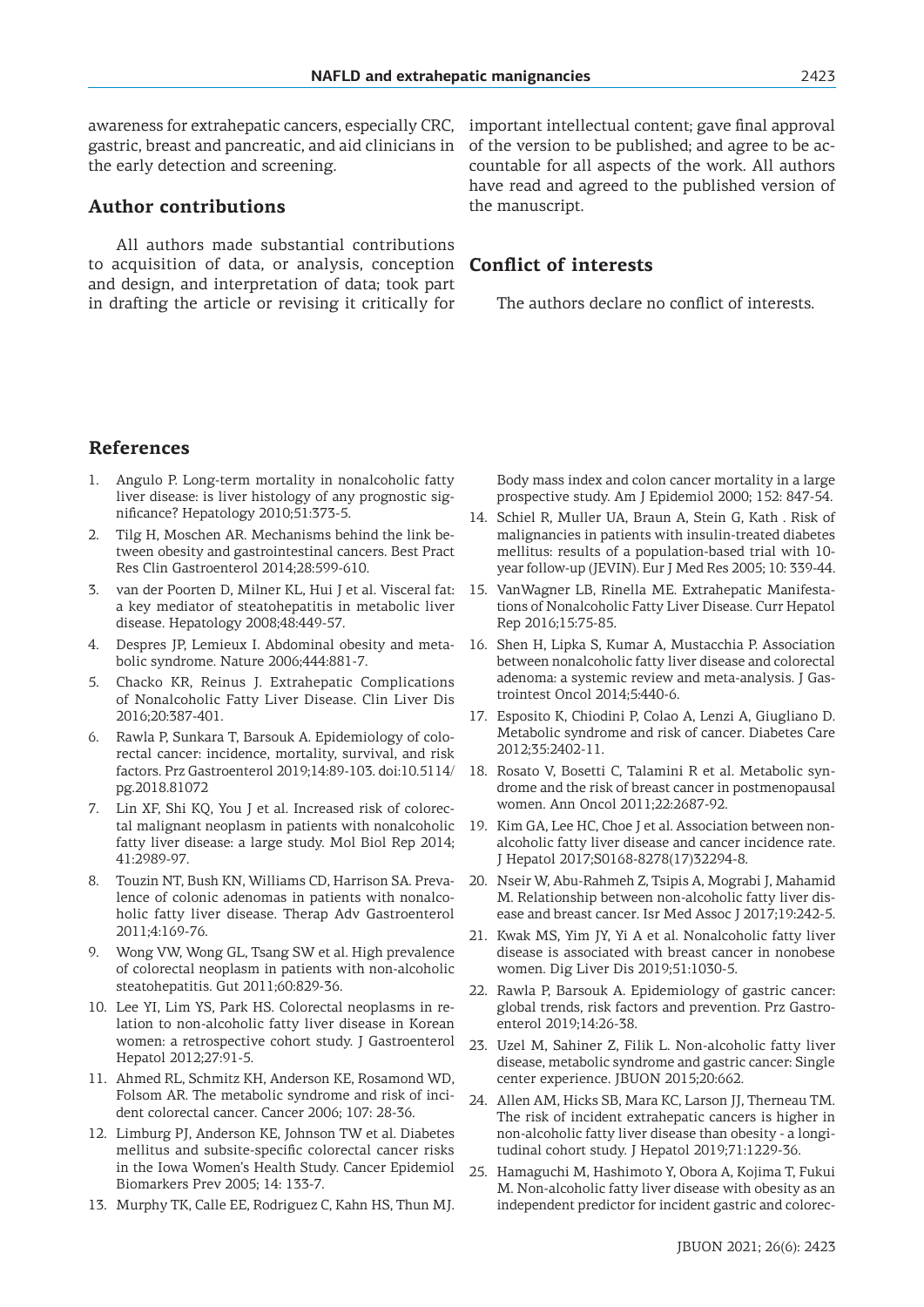awareness for extrahepatic cancers, especially CRC, gastric, breast and pancreatic, and aid clinicians in the early detection and screening.

## Author contributions

All authors made substantial contributions to acquisition of data, or analysis, conception and design, and interpretation of data; took part in drafting the article or revising it critically for important intellectual content; gave final approval of the version to be published; and agree to be accountable for all aspects of the work. All authors have read and agreed to the published version of the manuscript.

## Conflict of interests

The authors declare no conflict of interests.

## References

1. Angulo P. Long-term mortality in nonalcoholic fatty liver disease: is liver histology of any prognostic significance? Hepatology 2010;51:373-5.
2. Tilg H, Moschen AR. Mechanisms behind the link between obesity and gastrointestinal cancers. Best Pract Res Clin Gastroenterol 2014;28:599-610.
3. van der Poorten D, Milner KL, Hui J et al. Visceral fat: a key mediator of steatohepatitis in metabolic liver disease. Hepatology 2008;48:449-57.
4. Despres JP, Lemieux I. Abdominal obesity and metabolic syndrome. Nature 2006;444:881-7.
5. Chacko KR, Reinus J. Extrahepatic Complications of Nonalcoholic Fatty Liver Disease. Clin Liver Dis 2016;20:387-401.
6. Rawla P, Sunkara T, Barsouk A. Epidemiology of colorectal cancer: incidence, mortality, survival, and risk factors. Prz Gastroenterol 2019;14:89-103. doi:10.5114/pg.2018.81072
7. Lin XF, Shi KQ, You J et al. Increased risk of colorectal malignant neoplasm in patients with nonalcoholic fatty liver disease: a large study. Mol Biol Rep 2014; 41:2989-97.
8. Touzin NT, Bush KN, Williams CD, Harrison SA. Prevalence of colonic adenomas in patients with nonalcoholic fatty liver disease. Therap Adv Gastroenterol 2011;4:169-76.
9. Wong VW, Wong GL, Tsang SW et al. High prevalence of colorectal neoplasm in patients with non-alcoholic steatohepatitis. Gut 2011;60:829-36.
10. Lee YI, Lim YS, Park HS. Colorectal neoplasms in relation to non-alcoholic fatty liver disease in Korean women: a retrospective cohort study. J Gastroenterol Hepatol 2012;27:91-5.
11. Ahmed RL, Schmitz KH, Anderson KE, Rosamond WD, Folsom AR. The metabolic syndrome and risk of incident colorectal cancer. Cancer 2006; 107: 28-36.
12. Limburg PJ, Anderson KE, Johnson TW et al. Diabetes mellitus and subsite-specific colorectal cancer risks in the Iowa Women's Health Study. Cancer Epidemiol Biomarkers Prev 2005; 14: 133-7.
13. Murphy TK, Calle EE, Rodriguez C, Kahn HS, Thun MJ. Body mass index and colon cancer mortality in a large prospective study. Am J Epidemiol 2000; 152: 847-54.
14. Schiel R, Muller UA, Braun A, Stein G, Kath . Risk of malignancies in patients with insulin-treated diabetes mellitus: results of a population-based trial with 10-year follow-up (JEVIN). Eur J Med Res 2005; 10: 339-44.
15. VanWagner LB, Rinella ME. Extrahepatic Manifestations of Nonalcoholic Fatty Liver Disease. Curr Hepatol Rep 2016;15:75-85.
16. Shen H, Lipka S, Kumar A, Mustacchia P. Association between nonalcoholic fatty liver disease and colorectal adenoma: a systemic review and meta-analysis. J Gastrointest Oncol 2014;5:440-6.
17. Esposito K, Chiodini P, Colao A, Lenzi A, Giugliano D. Metabolic syndrome and risk of cancer. Diabetes Care 2012;35:2402-11.
18. Rosato V, Bosetti C, Talamini R et al. Metabolic syndrome and the risk of breast cancer in postmenopausal women. Ann Oncol 2011;22:2687-92.
19. Kim GA, Lee HC, Choe J et al. Association between nonalcoholic fatty liver disease and cancer incidence rate. J Hepatol 2017;S0168-8278(17)32294-8.
20. Nseir W, Abu-Rahmeh Z, Tsipis A, Mograbi J, Mahamid M. Relationship between non-alcoholic fatty liver disease and breast cancer. Isr Med Assoc J 2017;19:242-5.
21. Kwak MS, Yim JY, Yi A et al. Nonalcoholic fatty liver disease is associated with breast cancer in nonobese women. Dig Liver Dis 2019;51:1030-5.
22. Rawla P, Barsouk A. Epidemiology of gastric cancer: global trends, risk factors and prevention. Prz Gastroenterol 2019;14:26-38.
23. Uzel M, Sahiner Z, Filik L. Non-alcoholic fatty liver disease, metabolic syndrome and gastric cancer: Single center experience. JBUON 2015;20:662.
24. Allen AM, Hicks SB, Mara KC, Larson JJ, Therneau TM. The risk of incident extrahepatic cancers is higher in non-alcoholic fatty liver disease than obesity - a longitudinal cohort study. J Hepatol 2019;71:1229-36.
25. Hamaguchi M, Hashimoto Y, Obora A, Kojima T, Fukui M. Non-alcoholic fatty liver disease with obesity as an independent predictor for incident gastric and colorec-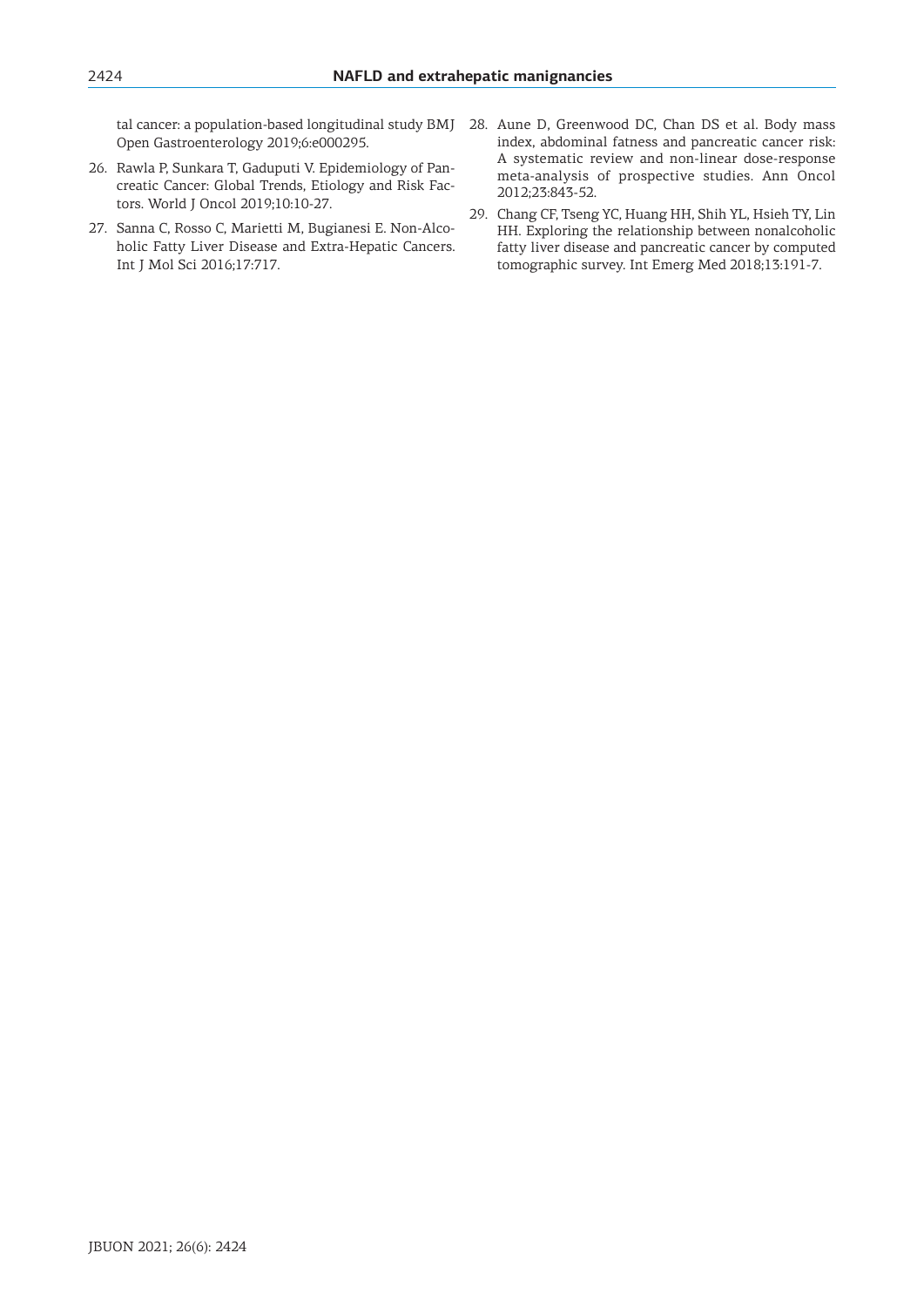tal cancer: a population-based longitudinal study BMJ Open Gastroenterology 2019;6:e000295.

26. Rawla P, Sunkara T, Gaduputi V. Epidemiology of Pancreatic Cancer: Global Trends, Etiology and Risk Factors. World J Oncol 2019;10:10-27.
27. Sanna C, Rosso C, Marietti M, Bugianesi E. Non-Alcoholic Fatty Liver Disease and Extra-Hepatic Cancers. Int J Mol Sci 2016;17:717.
28. Aune D, Greenwood DC, Chan DS et al. Body mass index, abdominal fatness and pancreatic cancer risk: A systematic review and non-linear dose-response meta-analysis of prospective studies. Ann Oncol 2012;23:843-52.
29. Chang CF, Tseng YC, Huang HH, Shih YL, Hsieh TY, Lin HH. Exploring the relationship between nonalcoholic fatty liver disease and pancreatic cancer by computed tomographic survey. Int Emerg Med 2018;13:191-7.